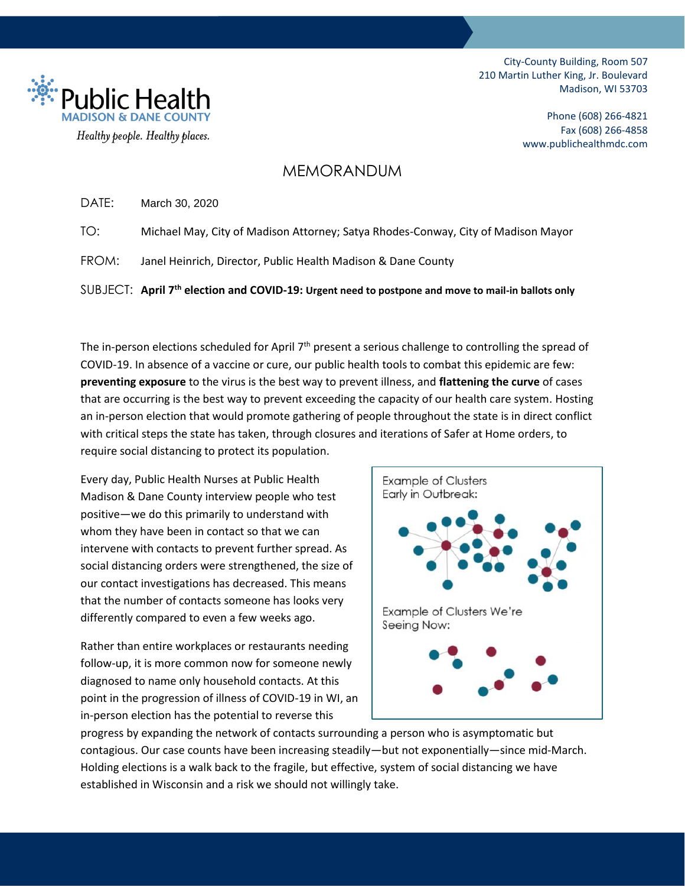Public Health MADISON & DANE COUNTY

*Healthy people. Healthy places.*

City-County Building, Room 507
210 Martin Luther King, Jr. Boulevard
Madison, WI 53703

Phone (608) 266-4821
Fax (608) 266-4858
www.publichealthmdc.com

# MEMORANDUM

DATE: March 30, 2020

TO: Michael May, City of Madison Attorney; Satya Rhodes-Conway, City of Madison Mayor

FROM: Janel Heinrich, Director, Public Health Madison & Dane County

SUBJECT: **April 7th election and COVID-19: Urgent need to postpone and move to mail-in ballots only**

The in-person elections scheduled for April 7th present a serious challenge to controlling the spread of COVID-19. In absence of a vaccine or cure, our public health tools to combat this epidemic are few: **preventing exposure** to the virus is the best way to prevent illness, and **flattening the curve** of cases that are occurring is the best way to prevent exceeding the capacity of our health care system. Hosting an in-person election that would promote gathering of people throughout the state is in direct conflict with critical steps the state has taken, through closures and iterations of Safer at Home orders, to require social distancing to protect its population.

Every day, Public Health Nurses at Public Health Madison & Dane County interview people who test positive—we do this primarily to understand with whom they have been in contact so that we can intervene with contacts to prevent further spread. As social distancing orders were strengthened, the size of our contact investigations has decreased. This means that the number of contacts someone has looks very differently compared to even a few weeks ago.

Example of Clusters Early in Outbreak:

Example of Clusters We're Seeing Now:

Rather than entire workplaces or restaurants needing follow-up, it is more common now for someone newly diagnosed to name only household contacts. At this point in the progression of illness of COVID-19 in WI, an in-person election has the potential to reverse this progress by expanding the network of contacts surrounding a person who is asymptomatic but contagious. Our case counts have been increasing steadily—but not exponentially—since mid-March. Holding elections is a walk back to the fragile, but effective, system of social distancing we have established in Wisconsin and a risk we should not willingly take.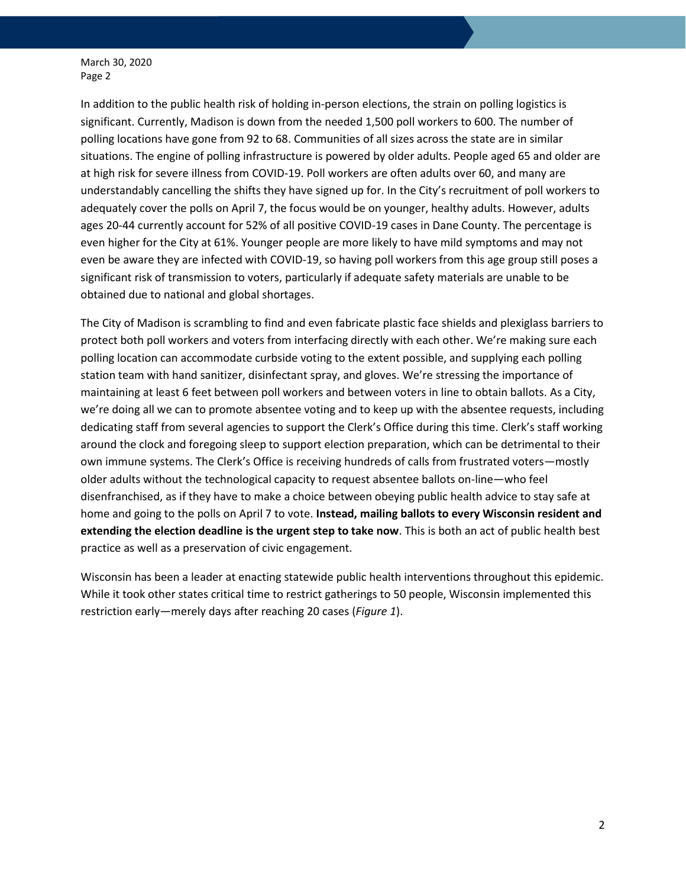In addition to the public health risk of holding in-person elections, the strain on polling logistics is significant. Currently, Madison is down from the needed 1,500 poll workers to 600. The number of polling locations have gone from 92 to 68. Communities of all sizes across the state are in similar situations. The engine of polling infrastructure is powered by older adults. People aged 65 and older are at high risk for severe illness from COVID-19. Poll workers are often adults over 60, and many are understandably cancelling the shifts they have signed up for. In the City's recruitment of poll workers to adequately cover the polls on April 7, the focus would be on younger, healthy adults. However, adults ages 20-44 currently account for 52% of all positive COVID-19 cases in Dane County. The percentage is even higher for the City at 61%. Younger people are more likely to have mild symptoms and may not even be aware they are infected with COVID-19, so having poll workers from this age group still poses a significant risk of transmission to voters, particularly if adequate safety materials are unable to be obtained due to national and global shortages.

The City of Madison is scrambling to find and even fabricate plastic face shields and plexiglass barriers to protect both poll workers and voters from interfacing directly with each other. We're making sure each polling location can accommodate curbside voting to the extent possible, and supplying each polling station team with hand sanitizer, disinfectant spray, and gloves. We're stressing the importance of maintaining at least 6 feet between poll workers and between voters in line to obtain ballots. As a City, we're doing all we can to promote absentee voting and to keep up with the absentee requests, including dedicating staff from several agencies to support the Clerk's Office during this time. Clerk's staff working around the clock and foregoing sleep to support election preparation, which can be detrimental to their own immune systems. The Clerk's Office is receiving hundreds of calls from frustrated voters—mostly older adults without the technological capacity to request absentee ballots on-line—who feel disenfranchised, as if they have to make a choice between obeying public health advice to stay safe at home and going to the polls on April 7 to vote. **Instead, mailing ballots to every Wisconsin resident and extending the election deadline is the urgent step to take now**. This is both an act of public health best practice as well as a preservation of civic engagement.

Wisconsin has been a leader at enacting statewide public health interventions throughout this epidemic. While it took other states critical time to restrict gatherings to 50 people, Wisconsin implemented this restriction early—merely days after reaching 20 cases (*Figure 1*).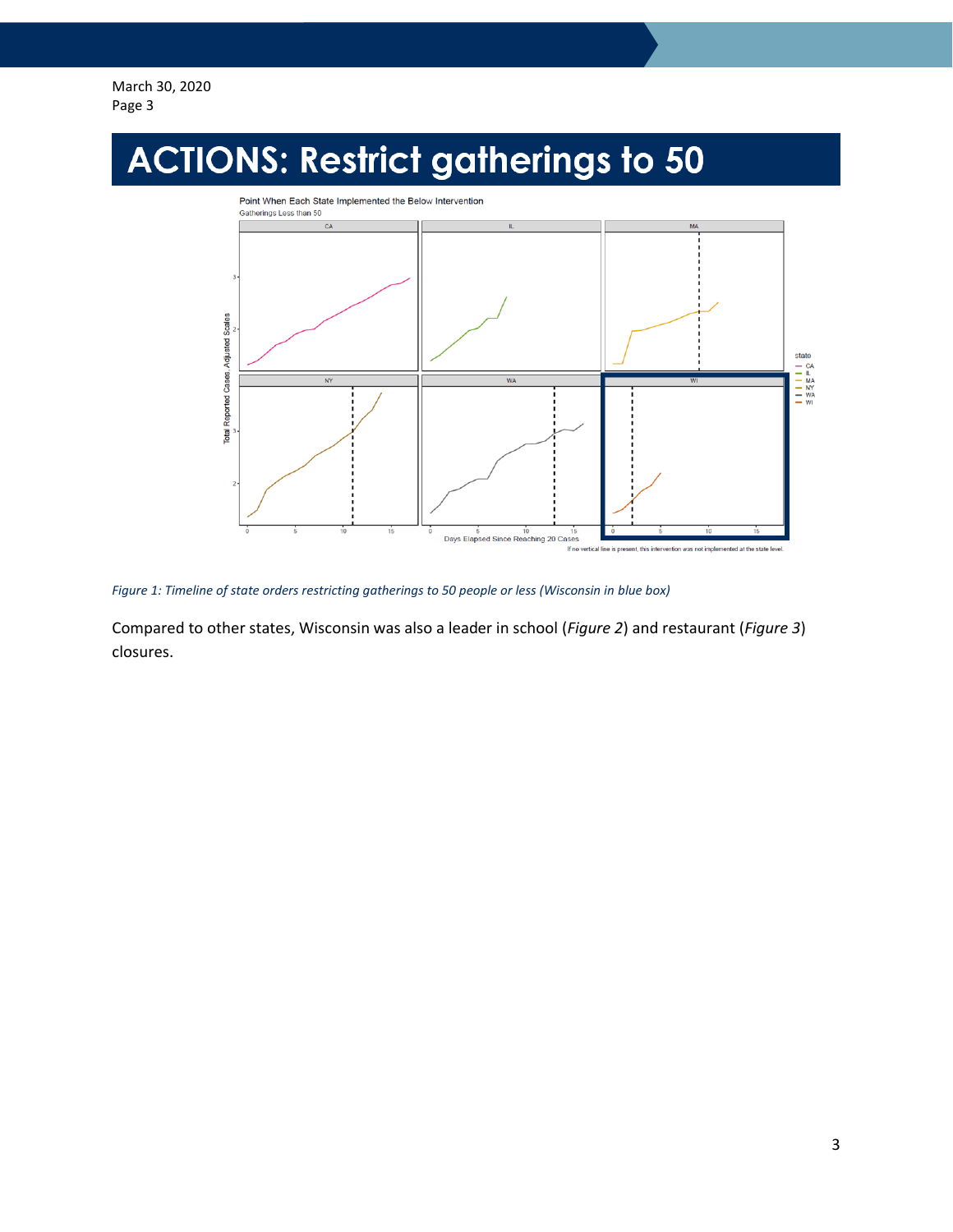# ACTIONS: Restrict gatherings to 50

*Figure 1: Timeline of state orders restricting gatherings to 50 people or less (Wisconsin in blue box)*

Compared to other states, Wisconsin was also a leader in school (*Figure 2*) and restaurant (*Figure 3*) closures.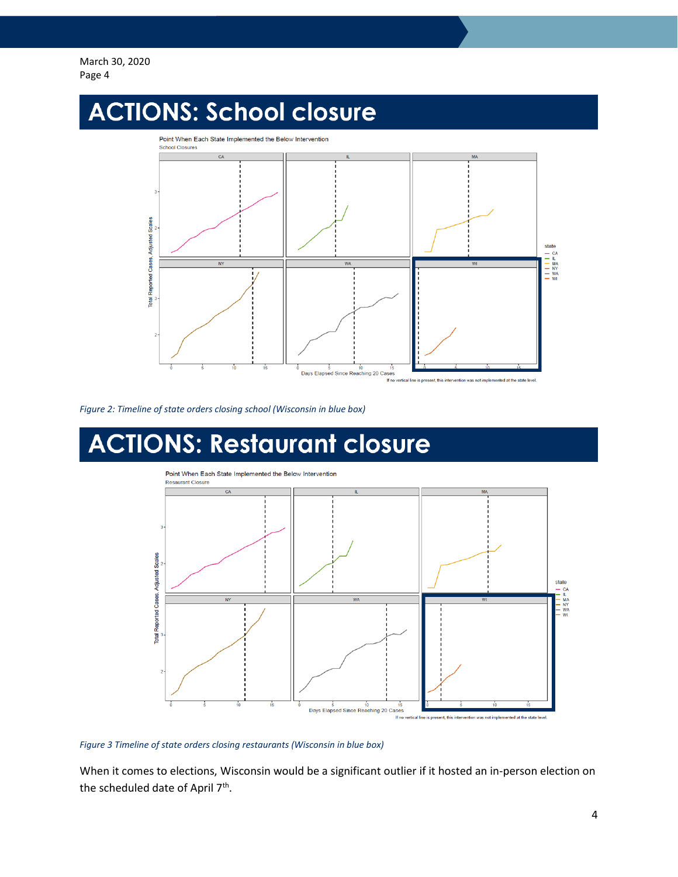March 30, 2020

# ACTIONS: School closure

*Figure 2: Timeline of state orders closing school (Wisconsin in blue box)*

# ACTIONS: Restaurant closure

*Figure 3 Timeline of state orders closing restaurants (Wisconsin in blue box)*

When it comes to elections, Wisconsin would be a significant outlier if it hosted an in-person election on the scheduled date of April 7th.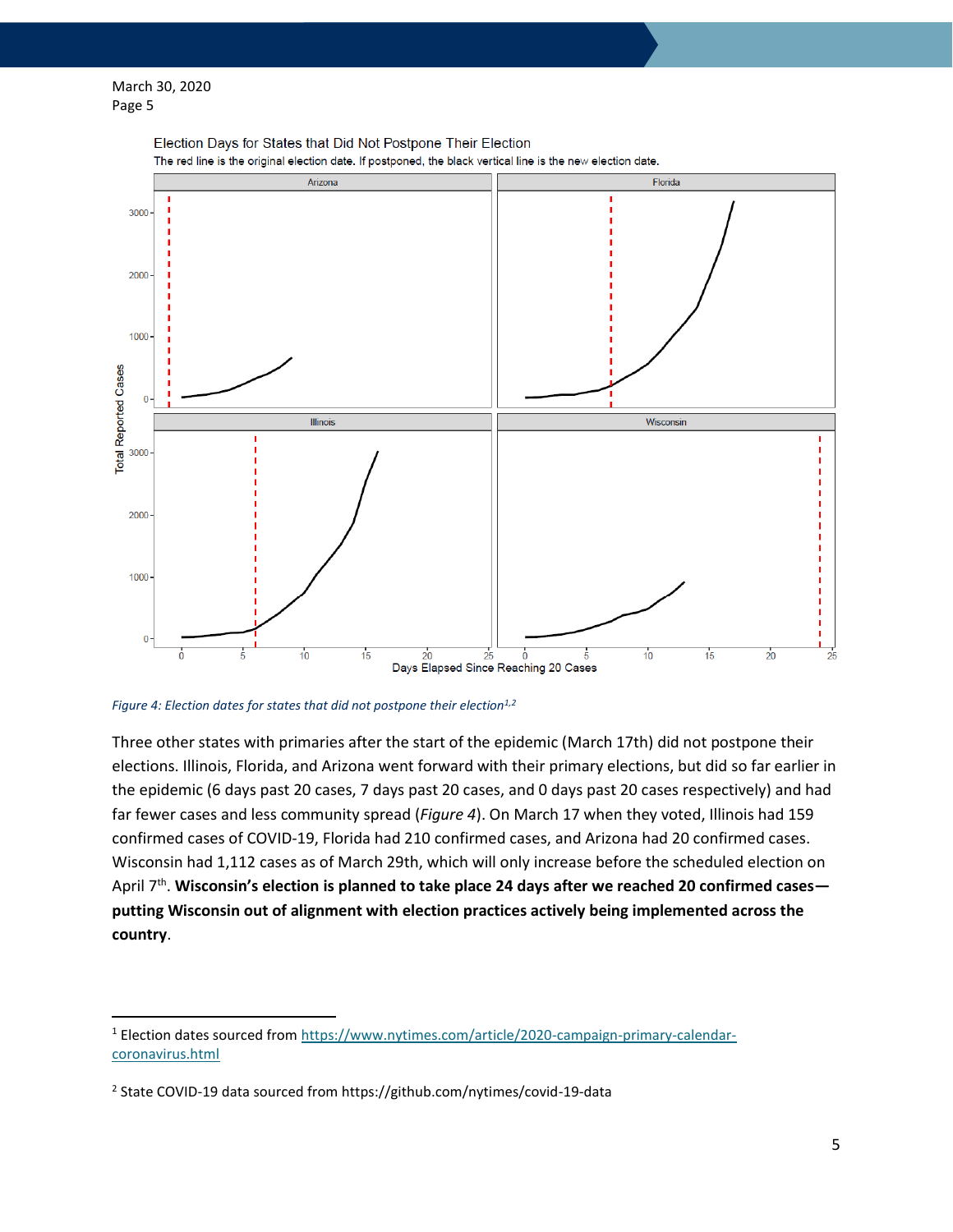March 30, 2020
Page 5

*Figure 4: Election dates for states that did not postpone their election[1,2]*

Three other states with primaries after the start of the epidemic (March 17th) did not postpone their elections. Illinois, Florida, and Arizona went forward with their primary elections, but did so far earlier in the epidemic (6 days past 20 cases, 7 days past 20 cases, and 0 days past 20 cases respectively) and had far fewer cases and less community spread (*Figure 4*). On March 17 when they voted, Illinois had 159 confirmed cases of COVID-19, Florida had 210 confirmed cases, and Arizona had 20 confirmed cases. Wisconsin had 1,112 cases as of March 29th, which will only increase before the scheduled election on April 7th. **Wisconsin's election is planned to take place 24 days after we reached 20 confirmed cases—putting Wisconsin out of alignment with election practices actively being implemented across the country**.

---

[1] Election dates sourced from https://www.nytimes.com/article/2020-campaign-primary-calendar-coronavirus.html

[2] State COVID-19 data sourced from https://github.com/nytimes/covid-19-data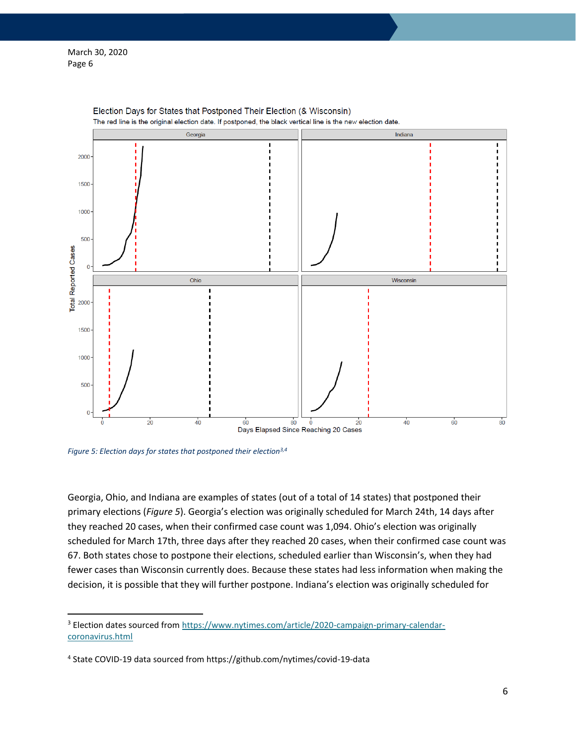Election Days for States that Postponed Their Election (& Wisconsin)

The red line is the original election date. If postponed, the black vertical line is the new election date.

*Figure 5: Election days for states that postponed their election*[3,4]

Georgia, Ohio, and Indiana are examples of states (out of a total of 14 states) that postponed their primary elections (*Figure 5*). Georgia's election was originally scheduled for March 24th, 14 days after they reached 20 cases, when their confirmed case count was 1,094. Ohio's election was originally scheduled for March 17th, three days after they reached 20 cases, when their confirmed case count was 67. Both states chose to postpone their elections, scheduled earlier than Wisconsin's, when they had fewer cases than Wisconsin currently does. Because these states had less information when making the decision, it is possible that they will further postpone. Indiana's election was originally scheduled for

---

[3] Election dates sourced from https://www.nytimes.com/article/2020-campaign-primary-calendar-coronavirus.html

[4] State COVID-19 data sourced from https://github.com/nytimes/covid-19-data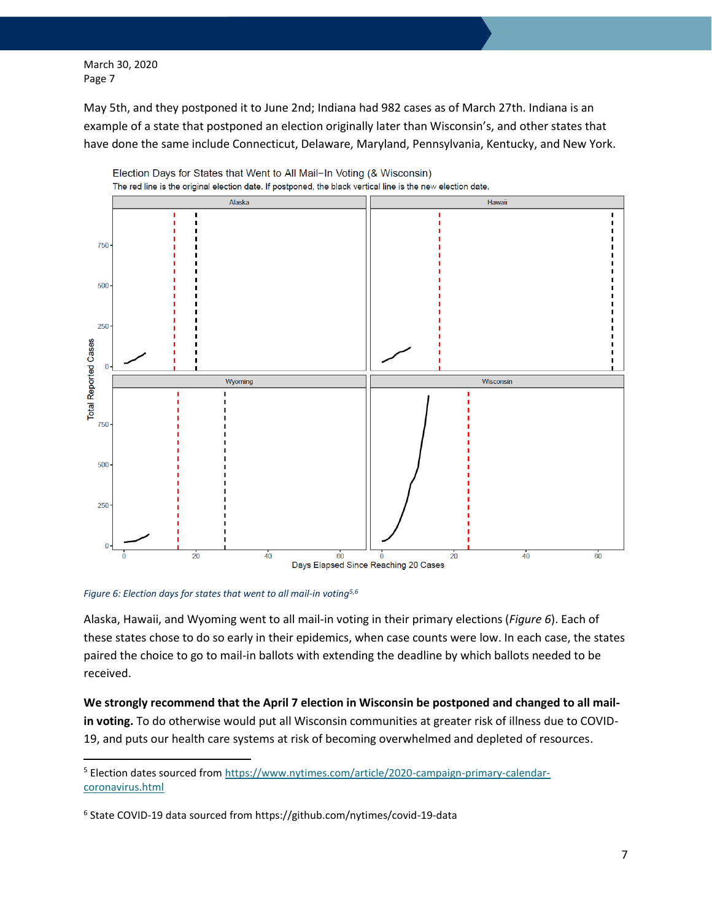May 5th, and they postponed it to June 2nd; Indiana had 982 cases as of March 27th. Indiana is an example of a state that postponed an election originally later than Wisconsin's, and other states that have done the same include Connecticut, Delaware, Maryland, Pennsylvania, Kentucky, and New York.

*Figure 6: Election days for states that went to all mail-in voting*[5,6]

Alaska, Hawaii, and Wyoming went to all mail-in voting in their primary elections (*Figure 6*). Each of these states chose to do so early in their epidemics, when case counts were low. In each case, the states paired the choice to go to mail-in ballots with extending the deadline by which ballots needed to be received.

**We strongly recommend that the April 7 election in Wisconsin be postponed and changed to all mail-in voting.** To do otherwise would put all Wisconsin communities at greater risk of illness due to COVID-19, and puts our health care systems at risk of becoming overwhelmed and depleted of resources.

---

[5] Election dates sourced from https://www.nytimes.com/article/2020-campaign-primary-calendar-coronavirus.html

[6] State COVID-19 data sourced from https://github.com/nytimes/covid-19-data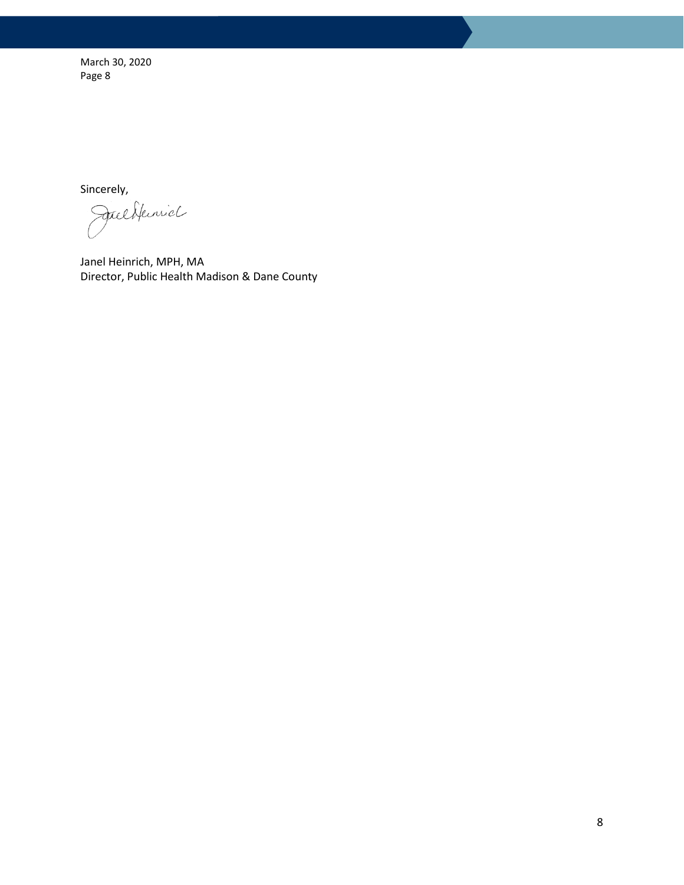Sincerely,

Janel Heinrich, MPH, MA
Director, Public Health Madison & Dane County